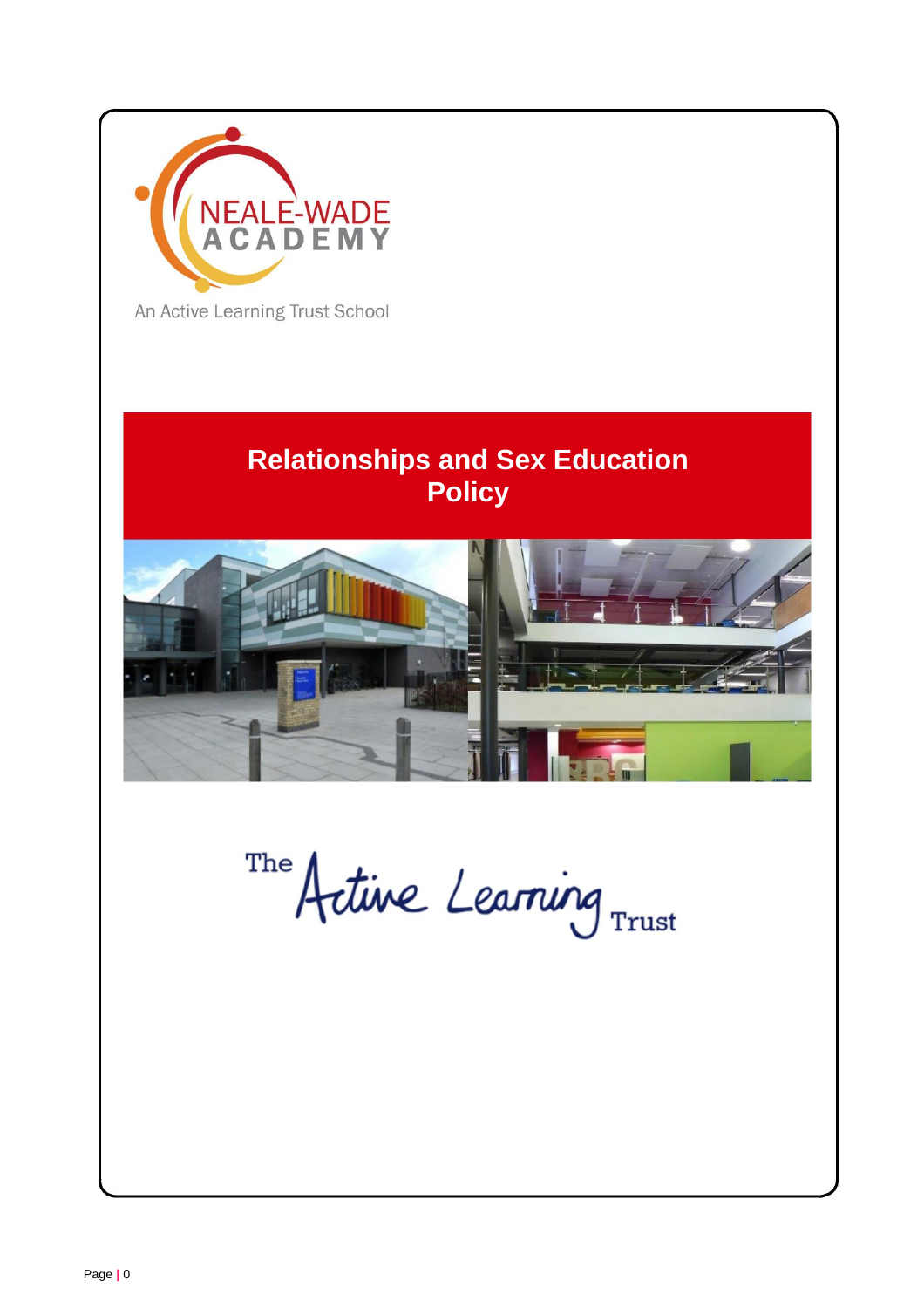NEALE-WADE ACADEMY

An Active Learning Trust School

# Relationships and Sex Education Policy

The Active Learning Trust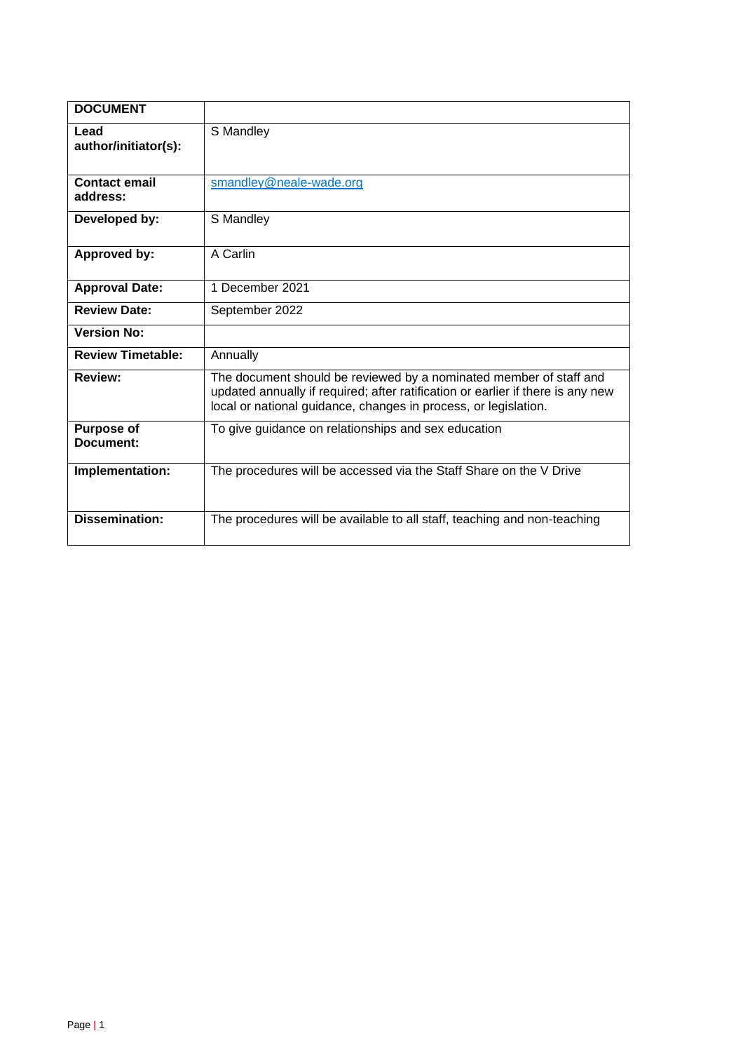| DOCUMENT | |
|---|---|
| **Lead author/initiator(s):** | S Mandley |
| **Contact email address:** | smandley@neale-wade.org |
| **Developed by:** | S Mandley |
| **Approved by:** | A Carlin |
| **Approval Date:** | 1 December 2021 |
| **Review Date:** | September 2022 |
| **Version No:** | |
| **Review Timetable:** | Annually |
| **Review:** | The document should be reviewed by a nominated member of staff and updated annually if required; after ratification or earlier if there is any new local or national guidance, changes in process, or legislation. |
| **Purpose of Document:** | To give guidance on relationships and sex education |
| **Implementation:** | The procedures will be accessed via the Staff Share on the V Drive |
| **Dissemination:** | The procedures will be available to all staff, teaching and non-teaching |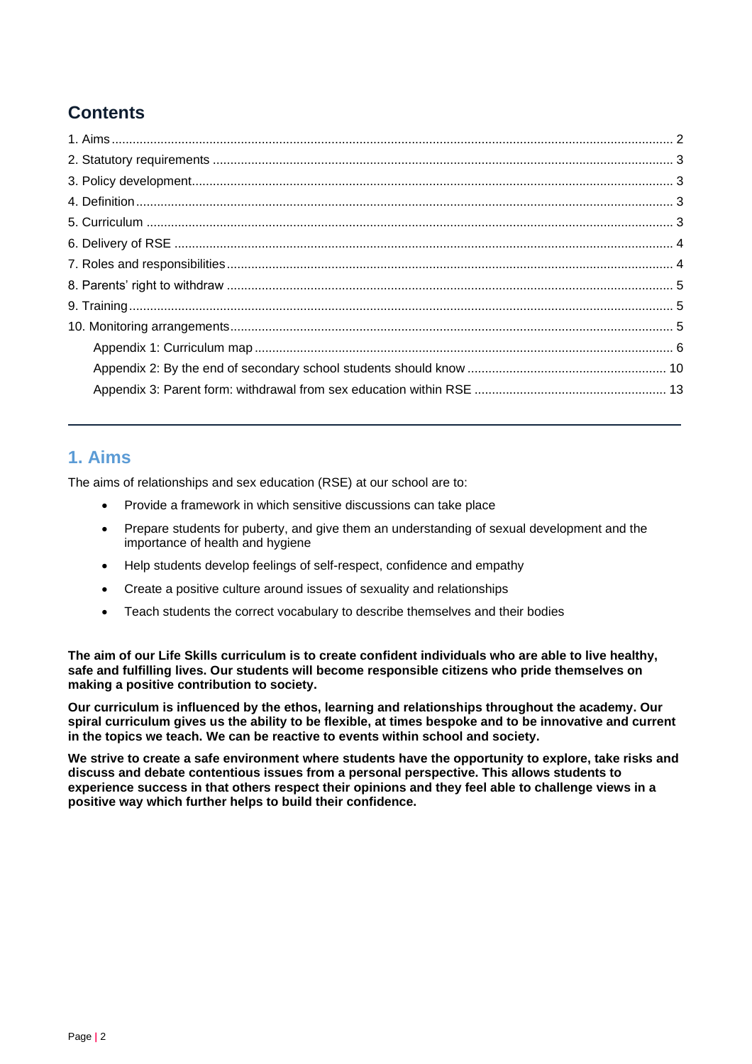## Contents

1. Aims ..... 2
2. Statutory requirements ..... 3
3. Policy development ..... 3
4. Definition ..... 3
5. Curriculum ..... 3
6. Delivery of RSE ..... 4
7. Roles and responsibilities ..... 4
8. Parents' right to withdraw ..... 5
9. Training ..... 5
10. Monitoring arrangements ..... 5
    - Appendix 1: Curriculum map ..... 6
    - Appendix 2: By the end of secondary school students should know ..... 10
    - Appendix 3: Parent form: withdrawal from sex education within RSE ..... 13

---

## 1. Aims

The aims of relationships and sex education (RSE) at our school are to:

- Provide a framework in which sensitive discussions can take place
- Prepare students for puberty, and give them an understanding of sexual development and the importance of health and hygiene
- Help students develop feelings of self-respect, confidence and empathy
- Create a positive culture around issues of sexuality and relationships
- Teach students the correct vocabulary to describe themselves and their bodies

**The aim of our Life Skills curriculum is to create confident individuals who are able to live healthy, safe and fulfilling lives. Our students will become responsible citizens who pride themselves on making a positive contribution to society.**

**Our curriculum is influenced by the ethos, learning and relationships throughout the academy. Our spiral curriculum gives us the ability to be flexible, at times bespoke and to be innovative and current in the topics we teach. We can be reactive to events within school and society.**

**We strive to create a safe environment where students have the opportunity to explore, take risks and discuss and debate contentious issues from a personal perspective. This allows students to experience success in that others respect their opinions and they feel able to challenge views in a positive way which further helps to build their confidence.**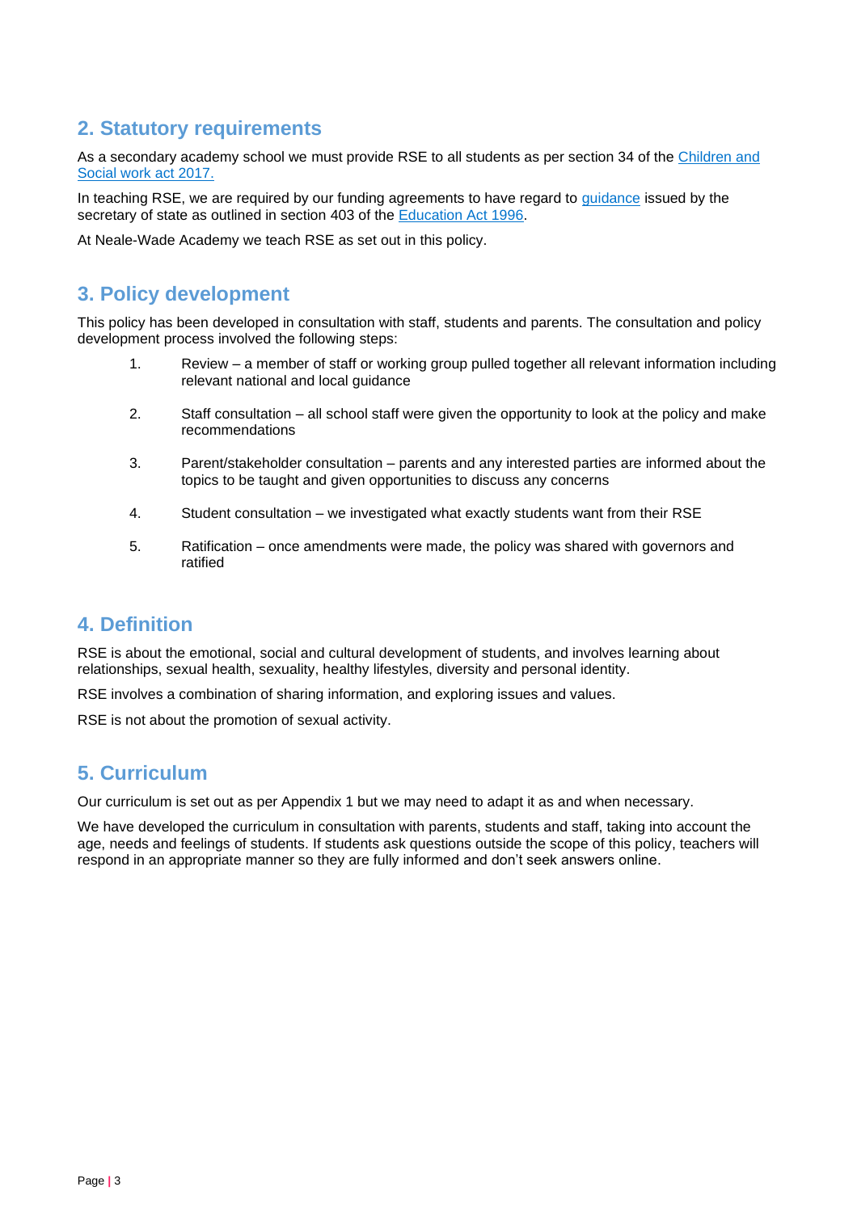## 2. Statutory requirements

As a secondary academy school we must provide RSE to all students as per section 34 of the Children and Social work act 2017.

In teaching RSE, we are required by our funding agreements to have regard to guidance issued by the secretary of state as outlined in section 403 of the Education Act 1996.

At Neale-Wade Academy we teach RSE as set out in this policy.

## 3. Policy development

This policy has been developed in consultation with staff, students and parents. The consultation and policy development process involved the following steps:

1. Review – a member of staff or working group pulled together all relevant information including relevant national and local guidance
2. Staff consultation – all school staff were given the opportunity to look at the policy and make recommendations
3. Parent/stakeholder consultation – parents and any interested parties are informed about the topics to be taught and given opportunities to discuss any concerns
4. Student consultation – we investigated what exactly students want from their RSE
5. Ratification – once amendments were made, the policy was shared with governors and ratified

## 4. Definition

RSE is about the emotional, social and cultural development of students, and involves learning about relationships, sexual health, sexuality, healthy lifestyles, diversity and personal identity.

RSE involves a combination of sharing information, and exploring issues and values.

RSE is not about the promotion of sexual activity.

## 5. Curriculum

Our curriculum is set out as per Appendix 1 but we may need to adapt it as and when necessary.

We have developed the curriculum in consultation with parents, students and staff, taking into account the age, needs and feelings of students. If students ask questions outside the scope of this policy, teachers will respond in an appropriate manner so they are fully informed and don't seek answers online.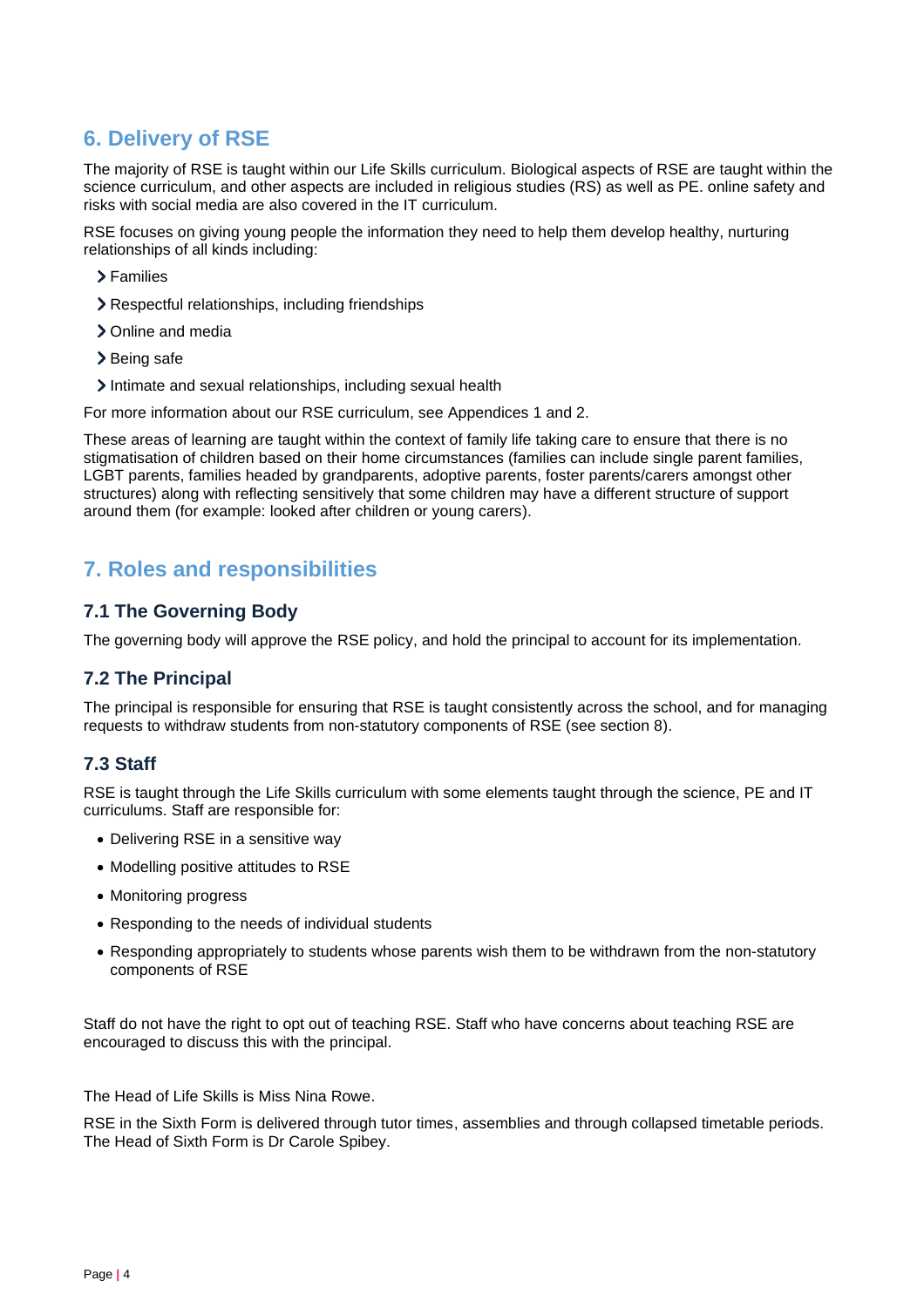## 6. Delivery of RSE

The majority of RSE is taught within our Life Skills curriculum. Biological aspects of RSE are taught within the science curriculum, and other aspects are included in religious studies (RS) as well as PE. online safety and risks with social media are also covered in the IT curriculum.

RSE focuses on giving young people the information they need to help them develop healthy, nurturing relationships of all kinds including:

- Families
- Respectful relationships, including friendships
- Online and media
- Being safe
- Intimate and sexual relationships, including sexual health

For more information about our RSE curriculum, see Appendices 1 and 2.

These areas of learning are taught within the context of family life taking care to ensure that there is no stigmatisation of children based on their home circumstances (families can include single parent families, LGBT parents, families headed by grandparents, adoptive parents, foster parents/carers amongst other structures) along with reflecting sensitively that some children may have a different structure of support around them (for example: looked after children or young carers).

## 7. Roles and responsibilities

### 7.1 The Governing Body

The governing body will approve the RSE policy, and hold the principal to account for its implementation.

### 7.2 The Principal

The principal is responsible for ensuring that RSE is taught consistently across the school, and for managing requests to withdraw students from non-statutory components of RSE (see section 8).

### 7.3 Staff

RSE is taught through the Life Skills curriculum with some elements taught through the science, PE and IT curriculums. Staff are responsible for:

- Delivering RSE in a sensitive way
- Modelling positive attitudes to RSE
- Monitoring progress
- Responding to the needs of individual students
- Responding appropriately to students whose parents wish them to be withdrawn from the non-statutory components of RSE

Staff do not have the right to opt out of teaching RSE. Staff who have concerns about teaching RSE are encouraged to discuss this with the principal.

The Head of Life Skills is Miss Nina Rowe.

RSE in the Sixth Form is delivered through tutor times, assemblies and through collapsed timetable periods. The Head of Sixth Form is Dr Carole Spibey.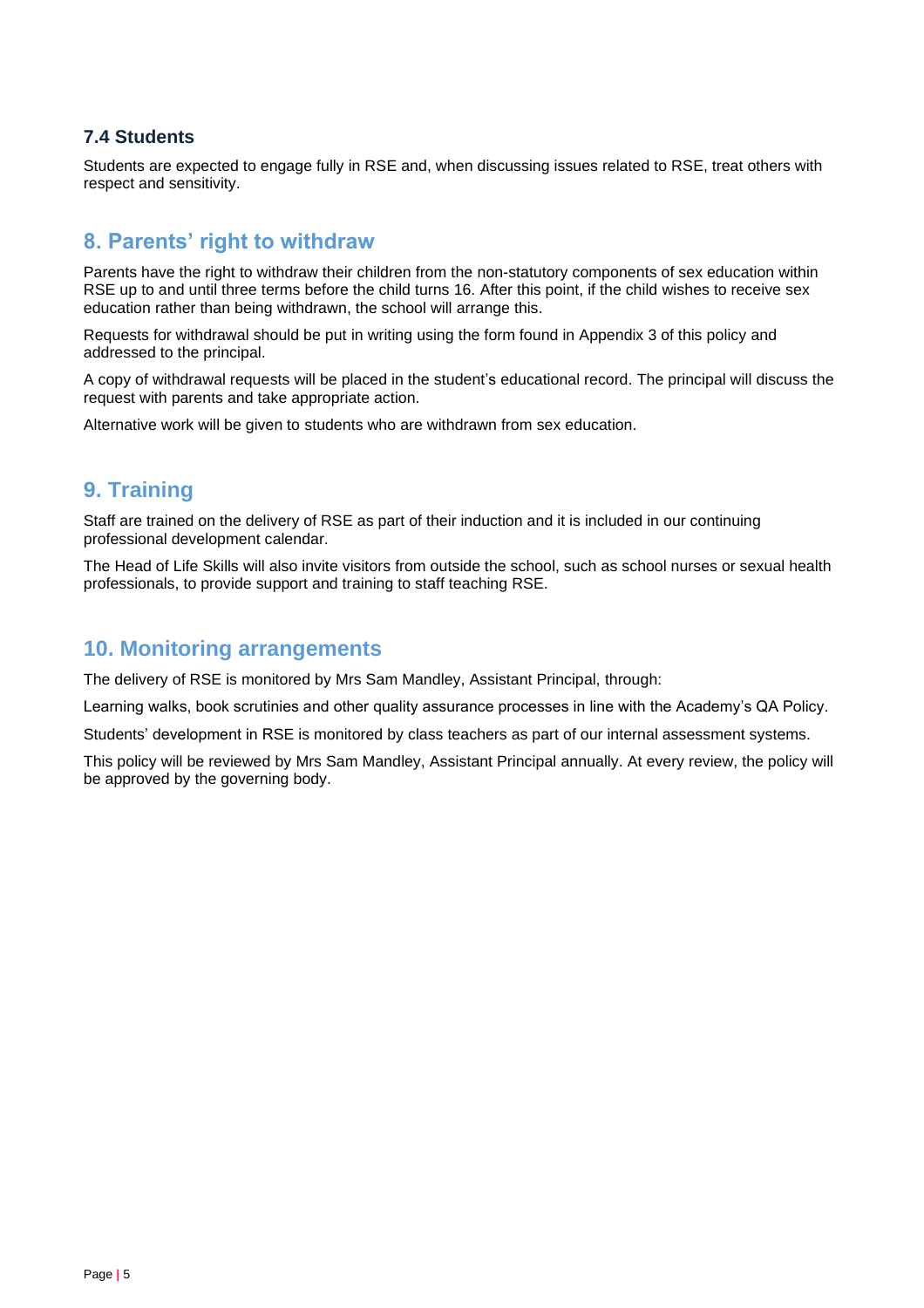### 7.4 Students

Students are expected to engage fully in RSE and, when discussing issues related to RSE, treat others with respect and sensitivity.

## 8. Parents' right to withdraw

Parents have the right to withdraw their children from the non-statutory components of sex education within RSE up to and until three terms before the child turns 16. After this point, if the child wishes to receive sex education rather than being withdrawn, the school will arrange this.

Requests for withdrawal should be put in writing using the form found in Appendix 3 of this policy and addressed to the principal.

A copy of withdrawal requests will be placed in the student's educational record. The principal will discuss the request with parents and take appropriate action.

Alternative work will be given to students who are withdrawn from sex education.

## 9. Training

Staff are trained on the delivery of RSE as part of their induction and it is included in our continuing professional development calendar.

The Head of Life Skills will also invite visitors from outside the school, such as school nurses or sexual health professionals, to provide support and training to staff teaching RSE.

## 10. Monitoring arrangements

The delivery of RSE is monitored by Mrs Sam Mandley, Assistant Principal, through:

Learning walks, book scrutinies and other quality assurance processes in line with the Academy's QA Policy.

Students' development in RSE is monitored by class teachers as part of our internal assessment systems.

This policy will be reviewed by Mrs Sam Mandley, Assistant Principal annually. At every review, the policy will be approved by the governing body.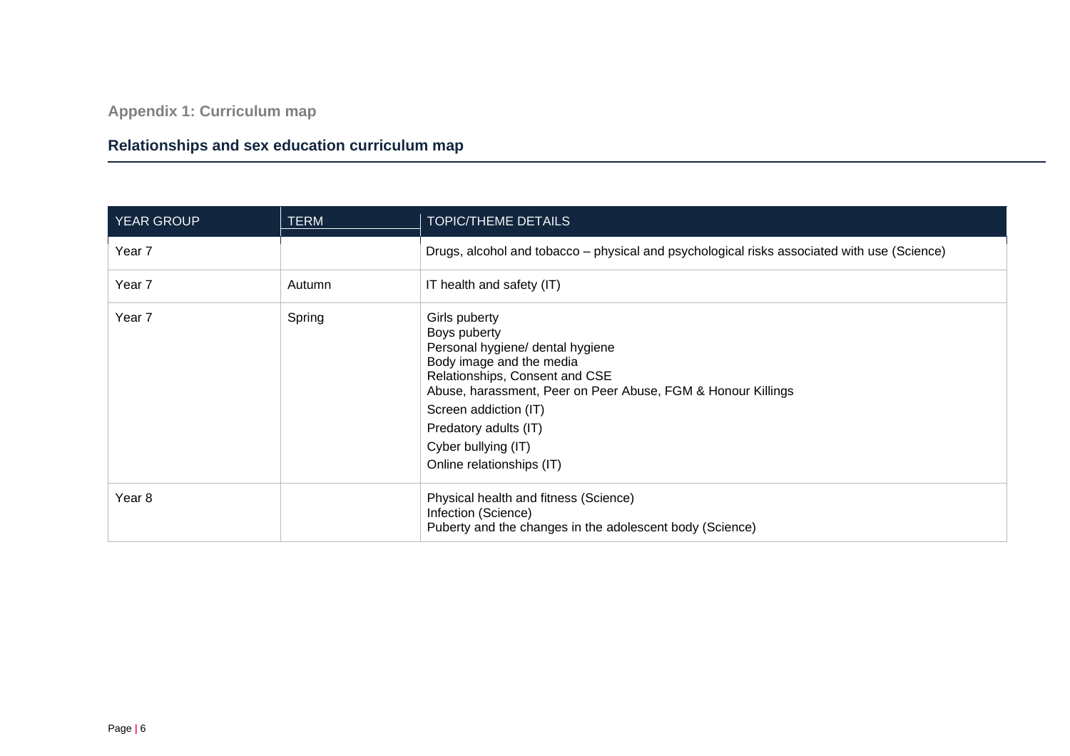### Appendix 1: Curriculum map

## Relationships and sex education curriculum map

| YEAR GROUP | TERM | TOPIC/THEME DETAILS |
|---|---|---|
| Year 7 | | Drugs, alcohol and tobacco – physical and psychological risks associated with use (Science) |
| Year 7 | Autumn | IT health and safety (IT) |
| Year 7 | Spring | Girls puberty<br>Boys puberty<br>Personal hygiene/ dental hygiene<br>Body image and the media<br>Relationships, Consent and CSE<br>Abuse, harassment, Peer on Peer Abuse, FGM & Honour Killings<br>Screen addiction (IT)<br>Predatory adults (IT)<br>Cyber bullying (IT)<br>Online relationships (IT) |
| Year 8 | | Physical health and fitness (Science)<br>Infection (Science)<br>Puberty and the changes in the adolescent body (Science) |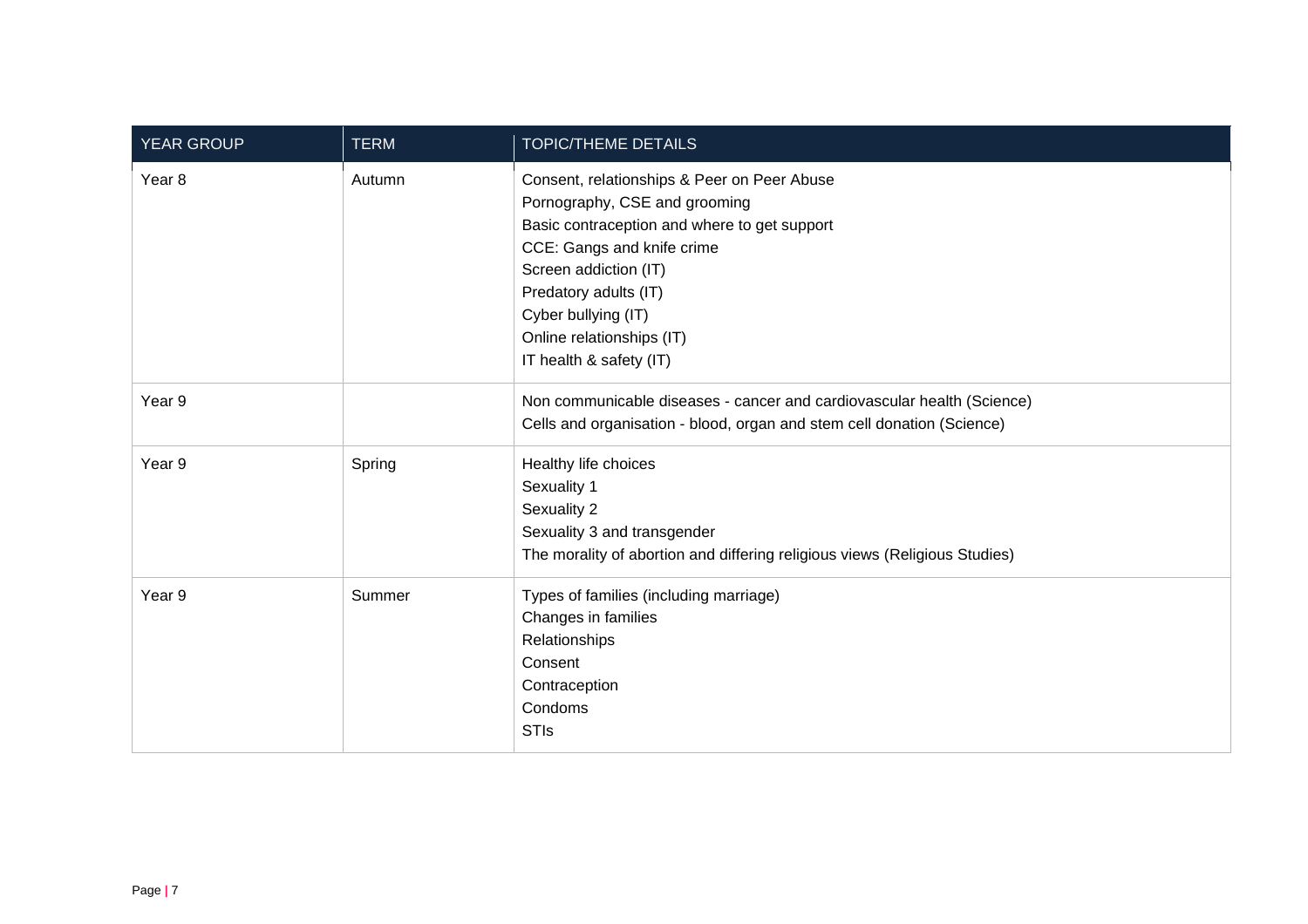| YEAR GROUP | TERM | TOPIC/THEME DETAILS |
|---|---|---|
| Year 8 | Autumn | Consent, relationships & Peer on Peer Abuse<br>Pornography, CSE and grooming<br>Basic contraception and where to get support<br>CCE: Gangs and knife crime<br>Screen addiction (IT)<br>Predatory adults (IT)<br>Cyber bullying (IT)<br>Online relationships (IT)<br>IT health & safety (IT) |
| Year 9 | | Non communicable diseases - cancer and cardiovascular health (Science)<br>Cells and organisation - blood, organ and stem cell donation (Science) |
| Year 9 | Spring | Healthy life choices<br>Sexuality 1<br>Sexuality 2<br>Sexuality 3 and transgender<br>The morality of abortion and differing religious views (Religious Studies) |
| Year 9 | Summer | Types of families (including marriage)<br>Changes in families<br>Relationships<br>Consent<br>Contraception<br>Condoms<br>STIs |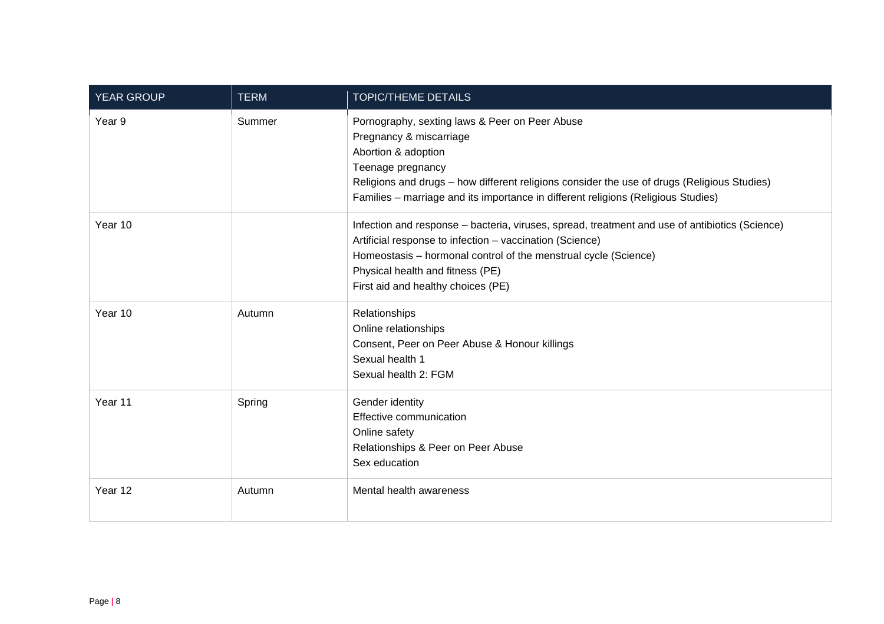| YEAR GROUP | TERM | TOPIC/THEME DETAILS |
| --- | --- | --- |
| Year 9 | Summer | Pornography, sexting laws & Peer on Peer Abuse<br>Pregnancy & miscarriage<br>Abortion & adoption<br>Teenage pregnancy<br>Religions and drugs – how different religions consider the use of drugs (Religious Studies)<br>Families – marriage and its importance in different religions (Religious Studies) |
| Year 10 | | Infection and response – bacteria, viruses, spread, treatment and use of antibiotics (Science)<br>Artificial response to infection – vaccination (Science)<br>Homeostasis – hormonal control of the menstrual cycle (Science)<br>Physical health and fitness (PE)<br>First aid and healthy choices (PE) |
| Year 10 | Autumn | Relationships<br>Online relationships<br>Consent, Peer on Peer Abuse & Honour killings<br>Sexual health 1<br>Sexual health 2: FGM |
| Year 11 | Spring | Gender identity<br>Effective communication<br>Online safety<br>Relationships & Peer on Peer Abuse<br>Sex education |
| Year 12 | Autumn | Mental health awareness |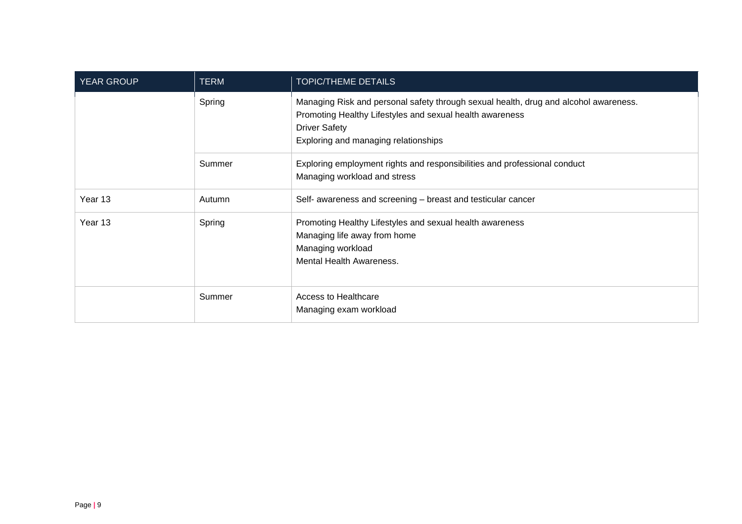| YEAR GROUP | TERM | TOPIC/THEME DETAILS |
| --- | --- | --- |
| | Spring | Managing Risk and personal safety through sexual health, drug and alcohol awareness.<br>Promoting Healthy Lifestyles and sexual health awareness<br>Driver Safety<br>Exploring and managing relationships |
| | Summer | Exploring employment rights and responsibilities and professional conduct<br>Managing workload and stress |
| Year 13 | Autumn | Self- awareness and screening – breast and testicular cancer |
| Year 13 | Spring | Promoting Healthy Lifestyles and sexual health awareness<br>Managing life away from home<br>Managing workload<br>Mental Health Awareness. |
| | Summer | Access to Healthcare<br>Managing exam workload |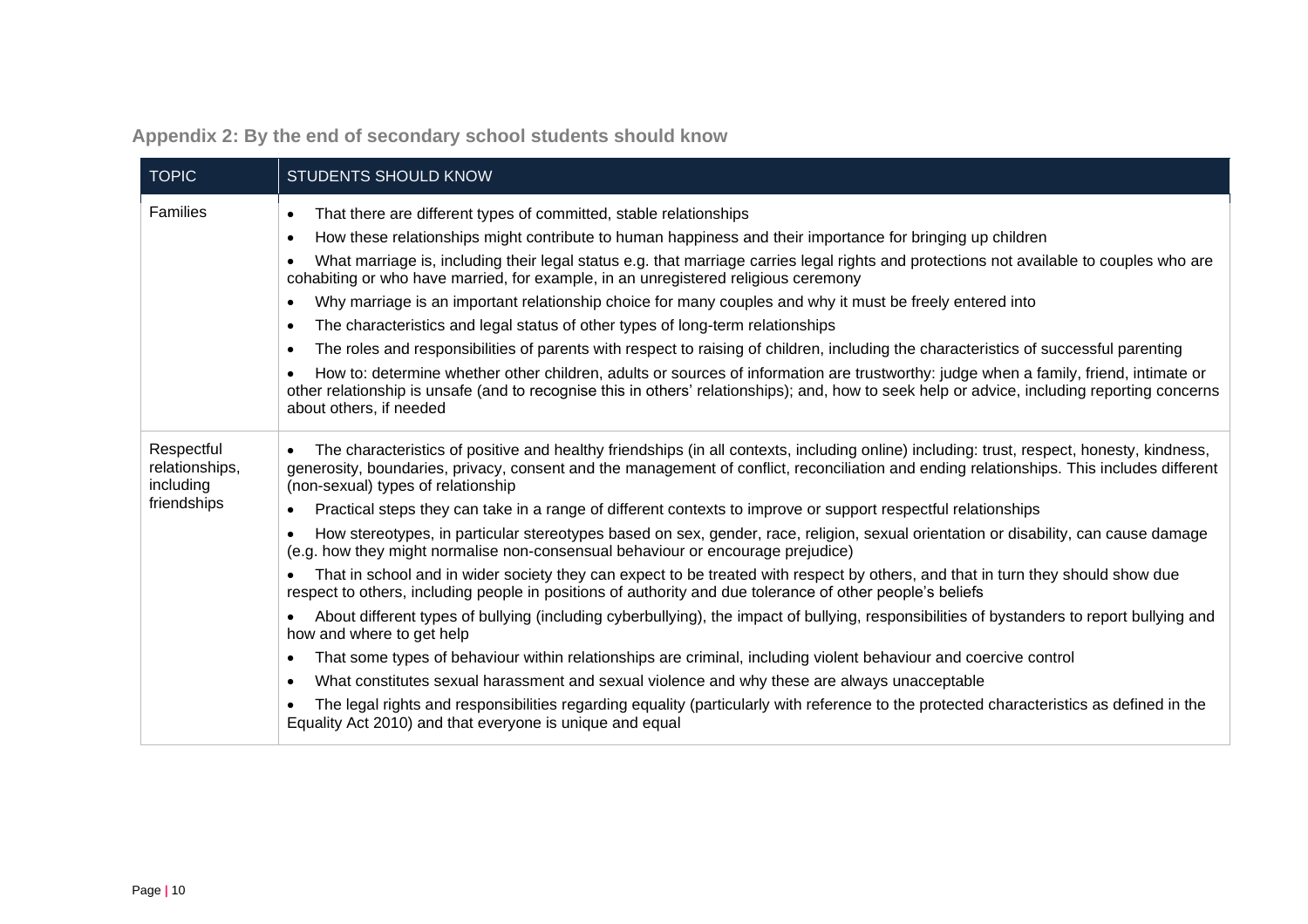## Appendix 2: By the end of secondary school students should know

| TOPIC | STUDENTS SHOULD KNOW |
| --- | --- |
| Families | • That there are different types of committed, stable relationships<br>• How these relationships might contribute to human happiness and their importance for bringing up children<br>• What marriage is, including their legal status e.g. that marriage carries legal rights and protections not available to couples who are cohabiting or who have married, for example, in an unregistered religious ceremony<br>• Why marriage is an important relationship choice for many couples and why it must be freely entered into<br>• The characteristics and legal status of other types of long-term relationships<br>• The roles and responsibilities of parents with respect to raising of children, including the characteristics of successful parenting<br>• How to: determine whether other children, adults or sources of information are trustworthy: judge when a family, friend, intimate or other relationship is unsafe (and to recognise this in others' relationships); and, how to seek help or advice, including reporting concerns about others, if needed |
| Respectful relationships, including friendships | • The characteristics of positive and healthy friendships (in all contexts, including online) including: trust, respect, honesty, kindness, generosity, boundaries, privacy, consent and the management of conflict, reconciliation and ending relationships. This includes different (non-sexual) types of relationship<br>• Practical steps they can take in a range of different contexts to improve or support respectful relationships<br>• How stereotypes, in particular stereotypes based on sex, gender, race, religion, sexual orientation or disability, can cause damage (e.g. how they might normalise non-consensual behaviour or encourage prejudice)<br>• That in school and in wider society they can expect to be treated with respect by others, and that in turn they should show due respect to others, including people in positions of authority and due tolerance of other people's beliefs<br>• About different types of bullying (including cyberbullying), the impact of bullying, responsibilities of bystanders to report bullying and how and where to get help<br>• That some types of behaviour within relationships are criminal, including violent behaviour and coercive control<br>• What constitutes sexual harassment and sexual violence and why these are always unacceptable<br>• The legal rights and responsibilities regarding equality (particularly with reference to the protected characteristics as defined in the Equality Act 2010) and that everyone is unique and equal |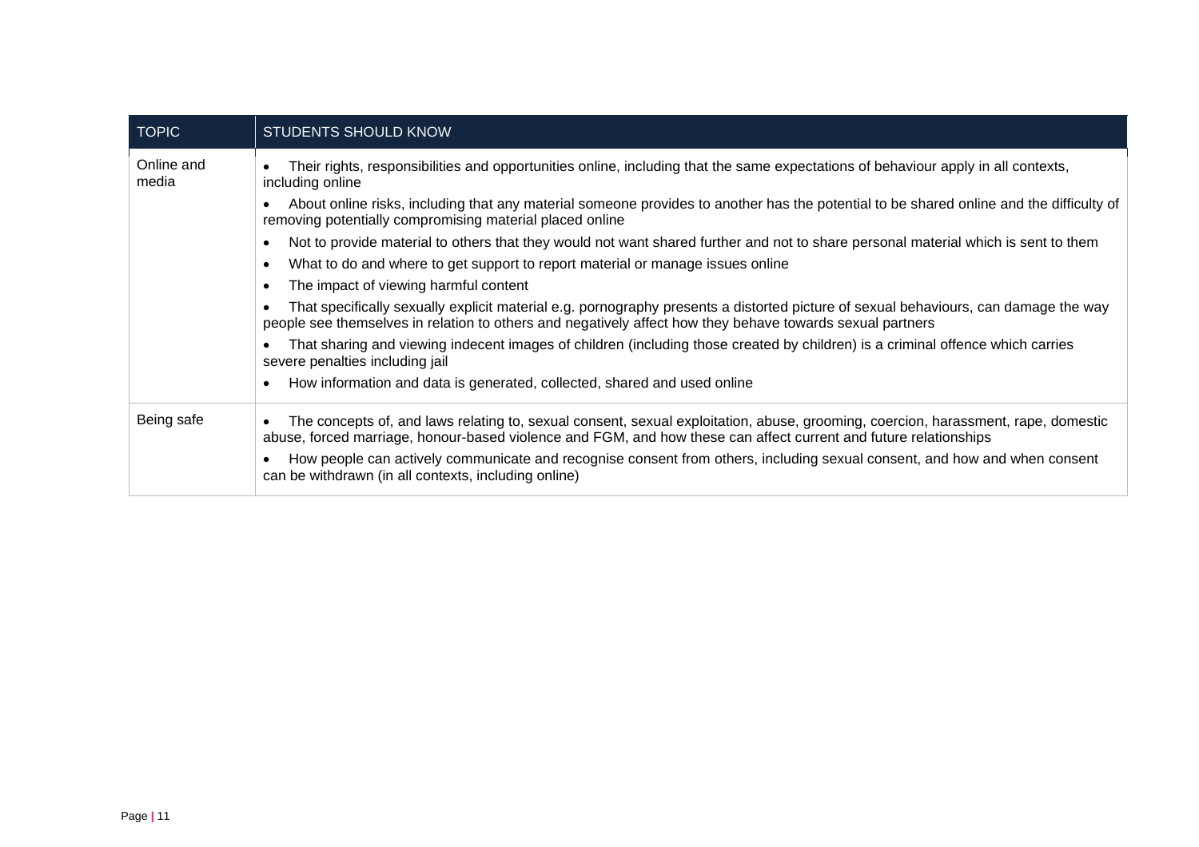| TOPIC | STUDENTS SHOULD KNOW |
| --- | --- |
| Online and media | • Their rights, responsibilities and opportunities online, including that the same expectations of behaviour apply in all contexts, including online<br>• About online risks, including that any material someone provides to another has the potential to be shared online and the difficulty of removing potentially compromising material placed online<br>• Not to provide material to others that they would not want shared further and not to share personal material which is sent to them<br>• What to do and where to get support to report material or manage issues online<br>• The impact of viewing harmful content<br>• That specifically sexually explicit material e.g. pornography presents a distorted picture of sexual behaviours, can damage the way people see themselves in relation to others and negatively affect how they behave towards sexual partners<br>• That sharing and viewing indecent images of children (including those created by children) is a criminal offence which carries severe penalties including jail<br>• How information and data is generated, collected, shared and used online |
| Being safe | • The concepts of, and laws relating to, sexual consent, sexual exploitation, abuse, grooming, coercion, harassment, rape, domestic abuse, forced marriage, honour-based violence and FGM, and how these can affect current and future relationships<br>• How people can actively communicate and recognise consent from others, including sexual consent, and how and when consent can be withdrawn (in all contexts, including online) |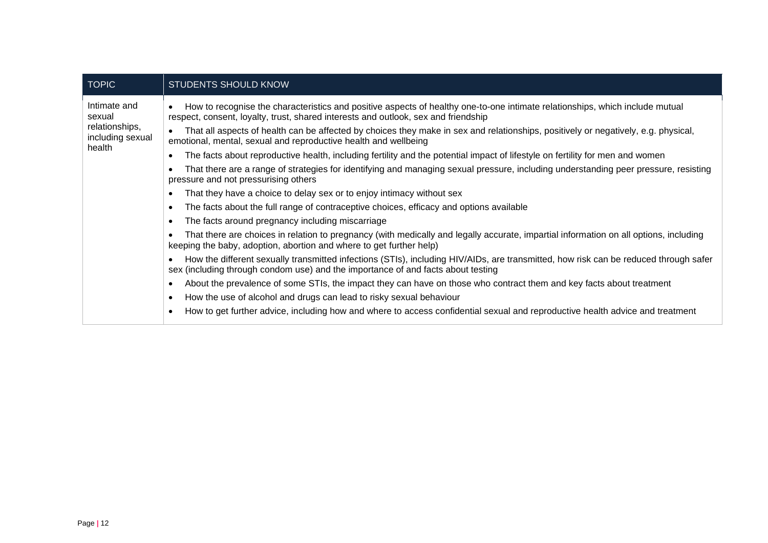| TOPIC | STUDENTS SHOULD KNOW |
| --- | --- |
| Intimate and sexual relationships, including sexual health | • How to recognise the characteristics and positive aspects of healthy one-to-one intimate relationships, which include mutual respect, consent, loyalty, trust, shared interests and outlook, sex and friendship<br>• That all aspects of health can be affected by choices they make in sex and relationships, positively or negatively, e.g. physical, emotional, mental, sexual and reproductive health and wellbeing<br>• The facts about reproductive health, including fertility and the potential impact of lifestyle on fertility for men and women<br>• That there are a range of strategies for identifying and managing sexual pressure, including understanding peer pressure, resisting pressure and not pressurising others<br>• That they have a choice to delay sex or to enjoy intimacy without sex<br>• The facts about the full range of contraceptive choices, efficacy and options available<br>• The facts around pregnancy including miscarriage<br>• That there are choices in relation to pregnancy (with medically and legally accurate, impartial information on all options, including keeping the baby, adoption, abortion and where to get further help)<br>• How the different sexually transmitted infections (STIs), including HIV/AIDs, are transmitted, how risk can be reduced through safer sex (including through condom use) and the importance of and facts about testing<br>• About the prevalence of some STIs, the impact they can have on those who contract them and key facts about treatment<br>• How the use of alcohol and drugs can lead to risky sexual behaviour<br>• How to get further advice, including how and where to access confidential sexual and reproductive health advice and treatment |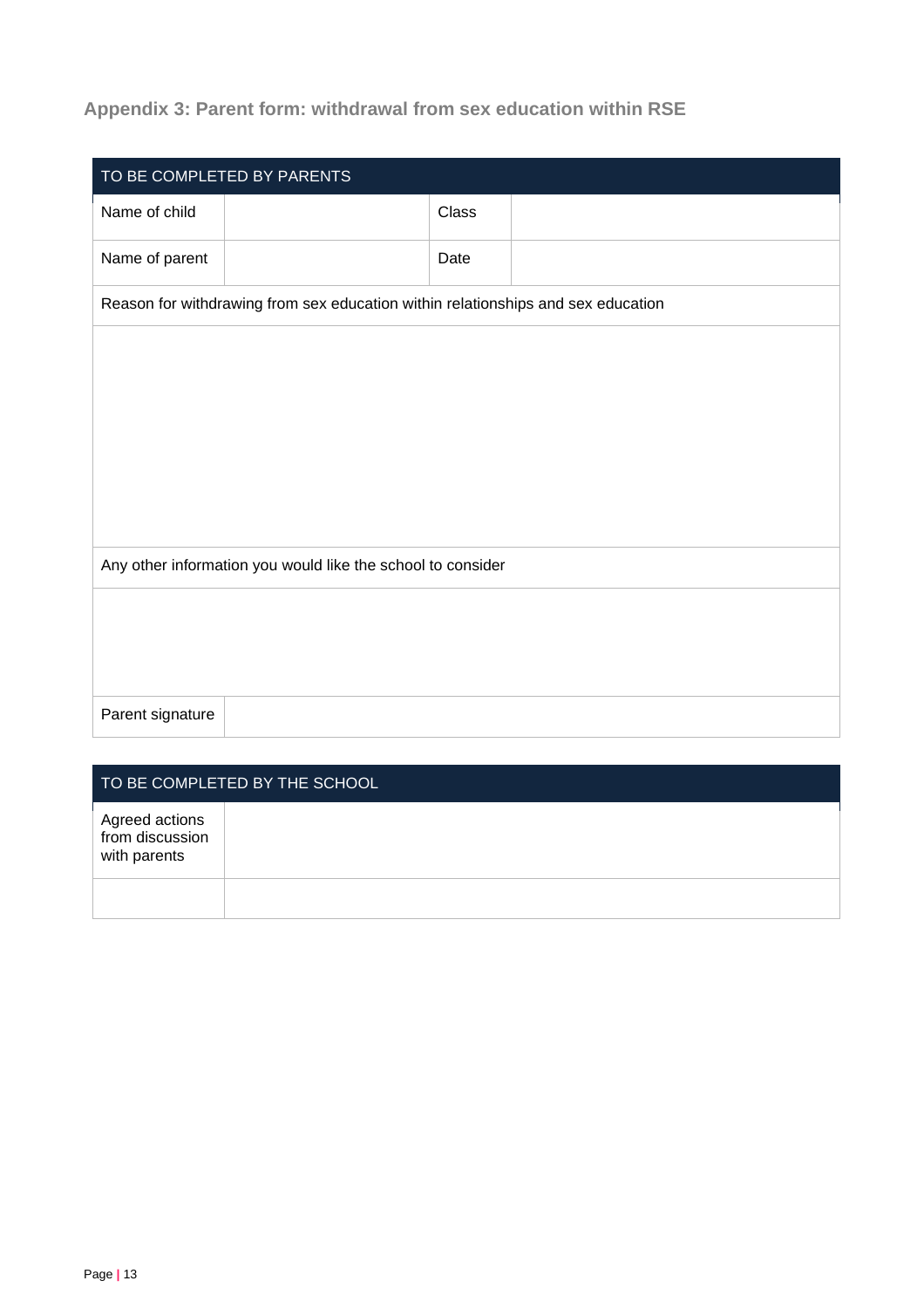### Appendix 3: Parent form: withdrawal from sex education within RSE

| TO BE COMPLETED BY PARENTS | | | |
|---|---|---|---|
| Name of child | | Class | |
| Name of parent | | Date | |
| Reason for withdrawing from sex education within relationships and sex education | | | |
| | | | |
| Any other information you would like the school to consider | | | |
| | | | |
| Parent signature | | | |

| TO BE COMPLETED BY THE SCHOOL | |
|---|---|
| Agreed actions from discussion with parents | |
| | |